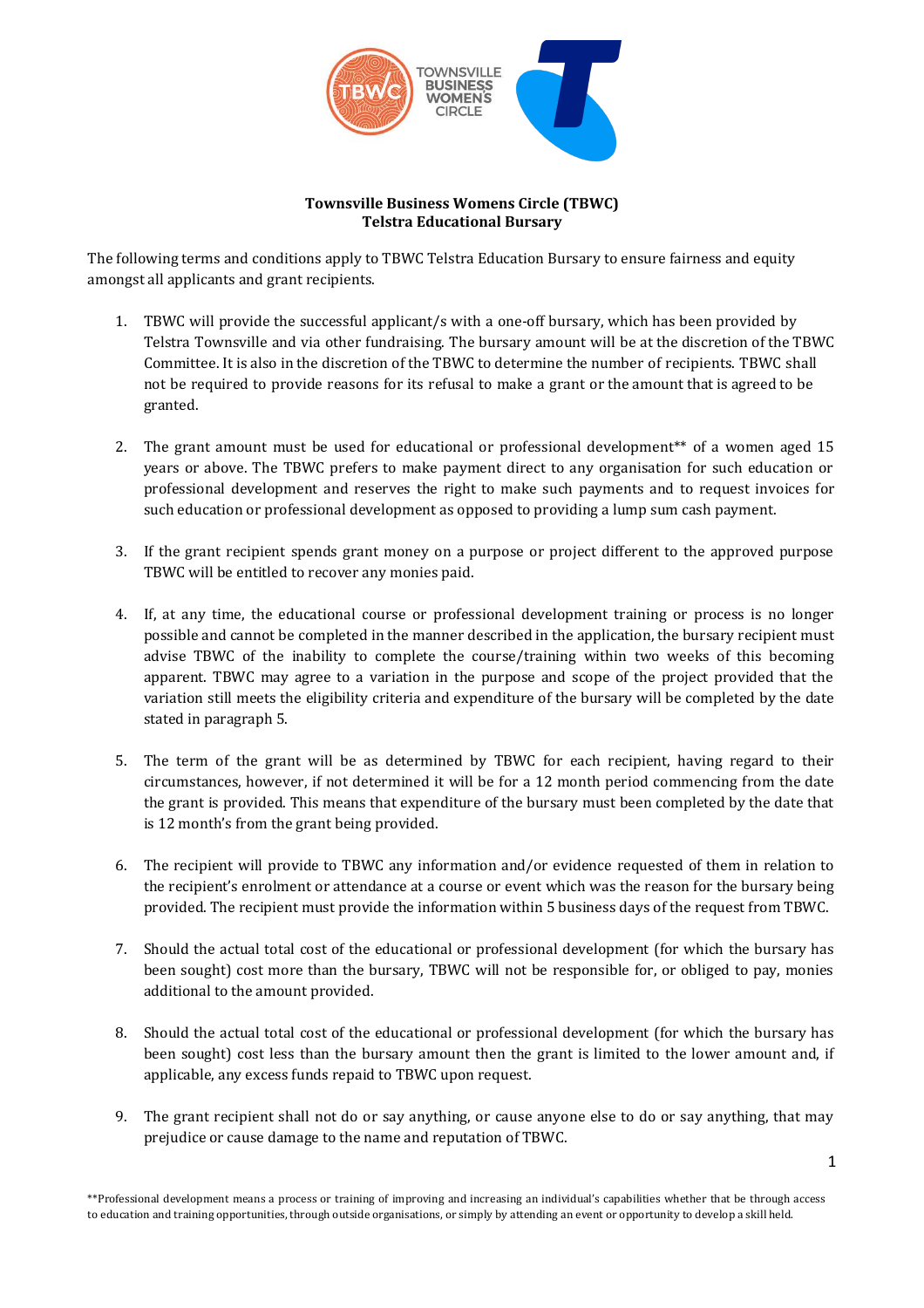**Townsville Business Womens Circle (TBWC)**
**Telstra Educational Bursary**

The following terms and conditions apply to TBWC Telstra Education Bursary to ensure fairness and equity amongst all applicants and grant recipients.

1. TBWC will provide the successful applicant/s with a one-off bursary, which has been provided by Telstra Townsville and via other fundraising. The bursary amount will be at the discretion of the TBWC Committee. It is also in the discretion of the TBWC to determine the number of recipients. TBWC shall not be required to provide reasons for its refusal to make a grant or the amount that is agreed to be granted.

2. The grant amount must be used for educational or professional development** of a women aged 15 years or above. The TBWC prefers to make payment direct to any organisation for such education or professional development and reserves the right to make such payments and to request invoices for such education or professional development as opposed to providing a lump sum cash payment.

3. If the grant recipient spends grant money on a purpose or project different to the approved purpose TBWC will be entitled to recover any monies paid.

4. If, at any time, the educational course or professional development training or process is no longer possible and cannot be completed in the manner described in the application, the bursary recipient must advise TBWC of the inability to complete the course/training within two weeks of this becoming apparent. TBWC may agree to a variation in the purpose and scope of the project provided that the variation still meets the eligibility criteria and expenditure of the bursary will be completed by the date stated in paragraph 5.

5. The term of the grant will be as determined by TBWC for each recipient, having regard to their circumstances, however, if not determined it will be for a 12 month period commencing from the date the grant is provided. This means that expenditure of the bursary must been completed by the date that is 12 month's from the grant being provided.

6. The recipient will provide to TBWC any information and/or evidence requested of them in relation to the recipient's enrolment or attendance at a course or event which was the reason for the bursary being provided. The recipient must provide the information within 5 business days of the request from TBWC.

7. Should the actual total cost of the educational or professional development (for which the bursary has been sought) cost more than the bursary, TBWC will not be responsible for, or obliged to pay, monies additional to the amount provided.

8. Should the actual total cost of the educational or professional development (for which the bursary has been sought) cost less than the bursary amount then the grant is limited to the lower amount and, if applicable, any excess funds repaid to TBWC upon request.

9. The grant recipient shall not do or say anything, or cause anyone else to do or say anything, that may prejudice or cause damage to the name and reputation of TBWC.

**Professional development means a process or training of improving and increasing an individual's capabilities whether that be through access to education and training opportunities, through outside organisations, or simply by attending an event or opportunity to develop a skill held.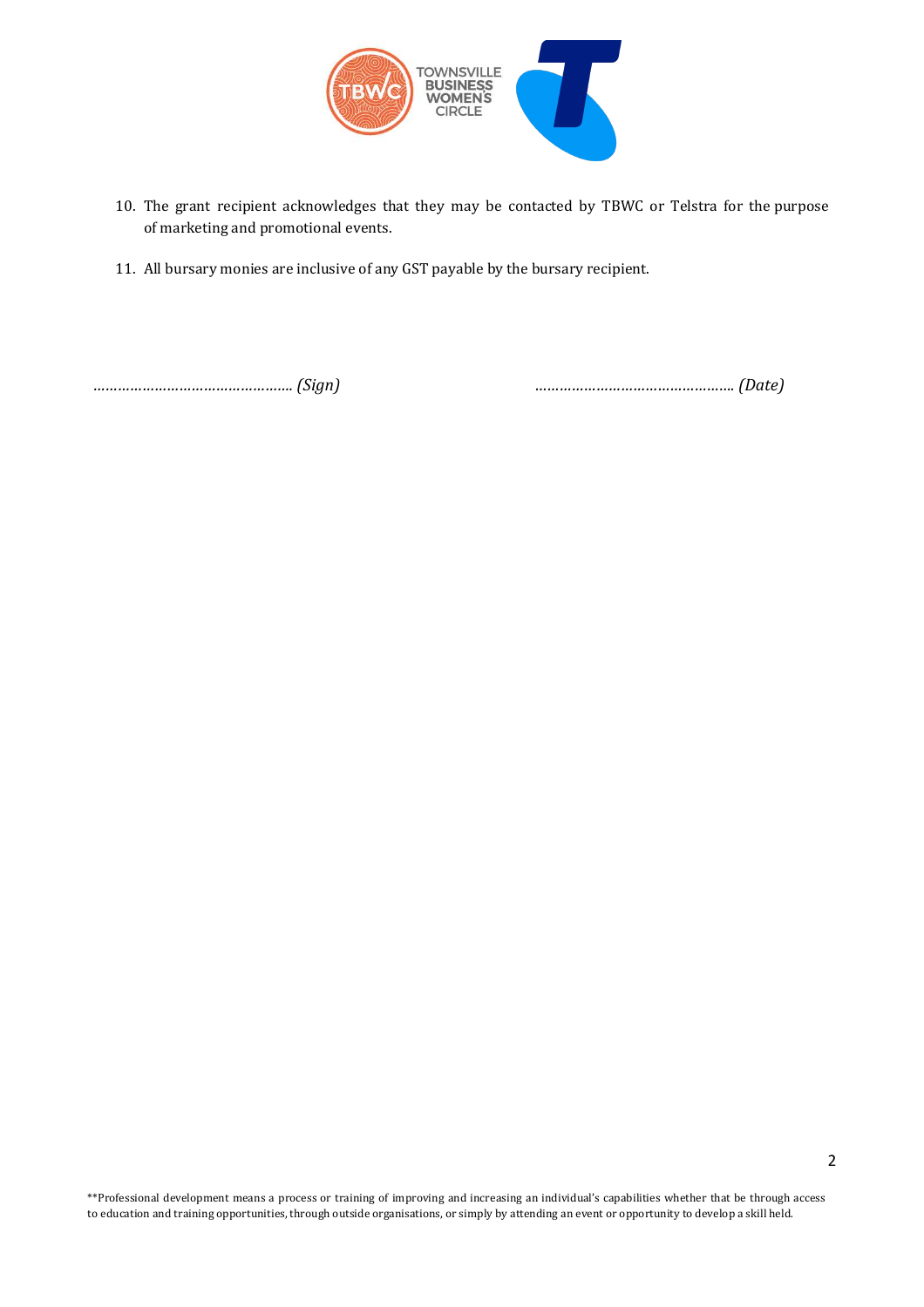10. The grant recipient acknowledges that they may be contacted by TBWC or Telstra for the purpose of marketing and promotional events.

11. All bursary monies are inclusive of any GST payable by the bursary recipient.

*………………………………………… (Sign)* *………………………………………… (Date)*

**Professional development means a process or training of improving and increasing an individual's capabilities whether that be through access to education and training opportunities, through outside organisations, or simply by attending an event or opportunity to develop a skill held.